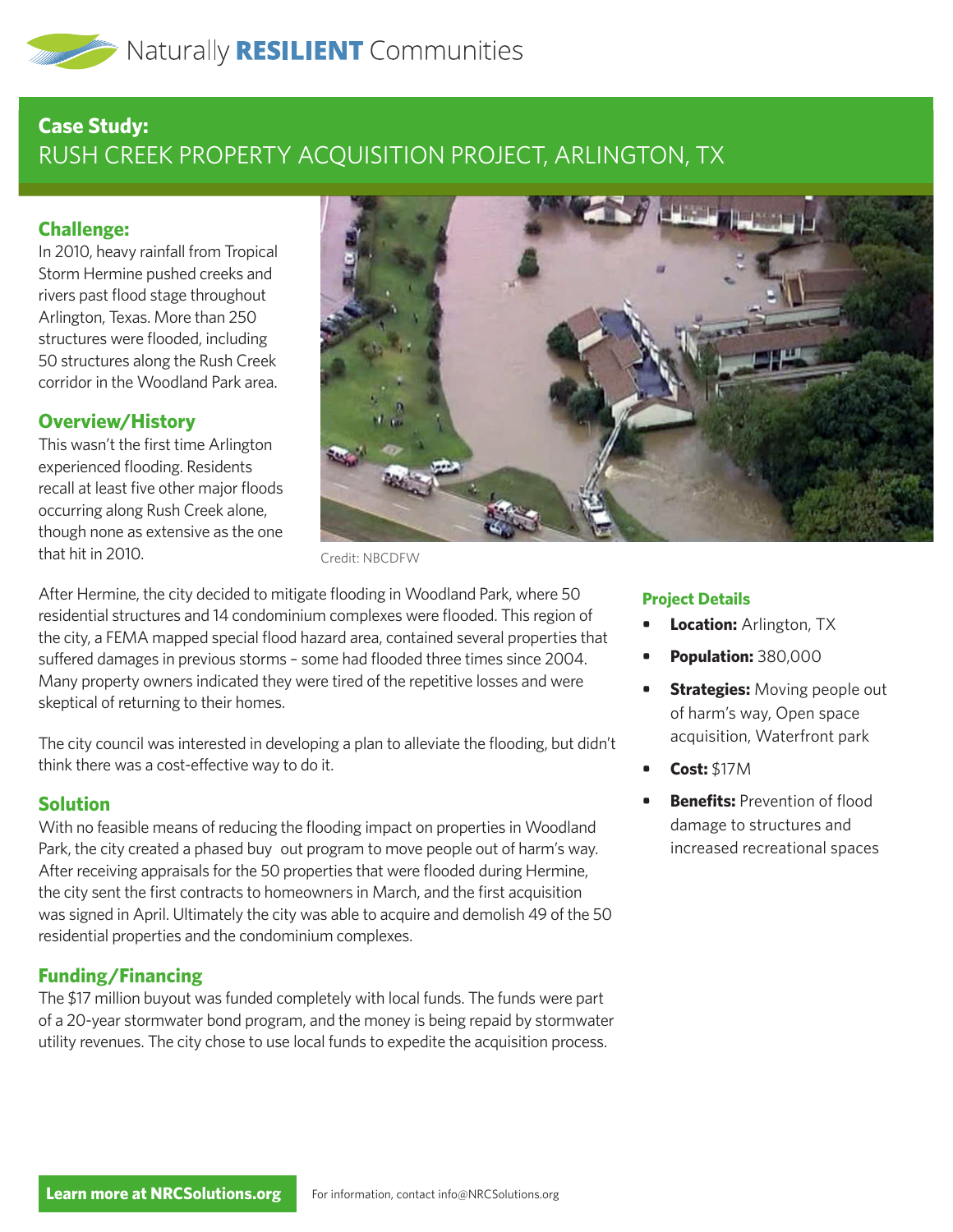Naturally **RESILIENT** Communities

## Case Study:
# RUSH CREEK PROPERTY ACQUISITION PROJECT, ARLINGTON, TX

### Challenge:

In 2010, heavy rainfall from Tropical Storm Hermine pushed creeks and rivers past flood stage throughout Arlington, Texas. More than 250 structures were flooded, including 50 structures along the Rush Creek corridor in the Woodland Park area.

### Overview/History

This wasn't the first time Arlington experienced flooding. Residents recall at least five other major floods occurring along Rush Creek alone, though none as extensive as the one that hit in 2010.

Credit: NBCDFW

After Hermine, the city decided to mitigate flooding in Woodland Park, where 50 residential structures and 14 condominium complexes were flooded. This region of the city, a FEMA mapped special flood hazard area, contained several properties that suffered damages in previous storms – some had flooded three times since 2004. Many property owners indicated they were tired of the repetitive losses and were skeptical of returning to their homes.

The city council was interested in developing a plan to alleviate the flooding, but didn't think there was a cost-effective way to do it.

### Solution

With no feasible means of reducing the flooding impact on properties in Woodland Park, the city created a phased buy out program to move people out of harm's way. After receiving appraisals for the 50 properties that were flooded during Hermine, the city sent the first contracts to homeowners in March, and the first acquisition was signed in April. Ultimately the city was able to acquire and demolish 49 of the 50 residential properties and the condominium complexes.

### Funding/Financing

The $17 million buyout was funded completely with local funds. The funds were part of a 20-year stormwater bond program, and the money is being repaid by stormwater utility revenues. The city chose to use local funds to expedite the acquisition process.

### Project Details

- **Location:** Arlington, TX
- **Population:** 380,000
- **Strategies:** Moving people out of harm's way, Open space acquisition, Waterfront park
- **Cost:** $17M
- **Benefits:** Prevention of flood damage to structures and increased recreational spaces

**Learn more at NRCSolutions.org**

For information, contact info@NRCSolutions.org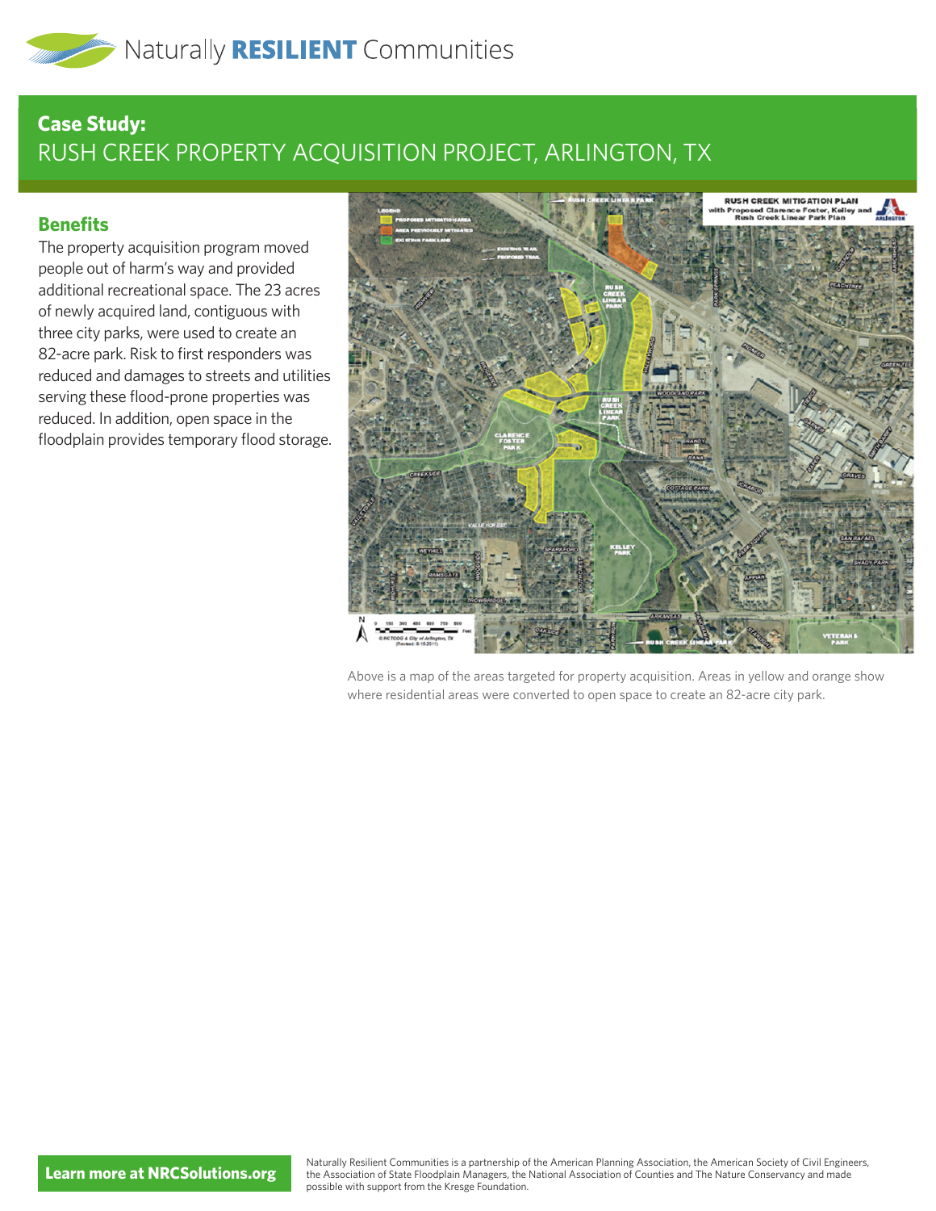# Case Study:

## RUSH CREEK PROPERTY ACQUISITION PROJECT, ARLINGTON, TX

### Benefits

The property acquisition program moved people out of harm's way and provided additional recreational space. The 23 acres of newly acquired land, contiguous with three city parks, were used to create an 82-acre park. Risk to first responders was reduced and damages to streets and utilities serving these flood-prone properties was reduced. In addition, open space in the floodplain provides temporary flood storage.

Above is a map of the areas targeted for property acquisition. Areas in yellow and orange show where residential areas were converted to open space to create an 82-acre city park.

**Learn more at NRCSolutions.org**

Naturally Resilient Communities is a partnership of the American Planning Association, the American Society of Civil Engineers, the Association of State Floodplain Managers, the National Association of Counties and The Nature Conservancy and made possible with support from the Kresge Foundation.